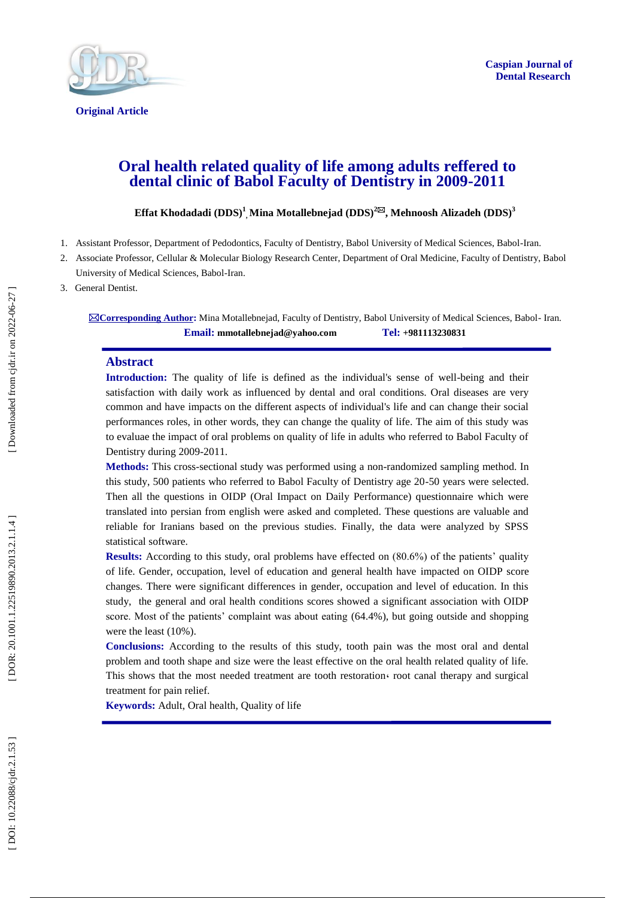Caspian Journal of Dental Research

Original Article

# Oral health related quality of life among adults reffered to dental clinic of Babol Faculty of Dentistry in 2009-2011

**Effat Khodadadi (DDS)[1], Mina Motallebnejad (DDS)[2]✉, Mehnoosh Alizadeh (DDS)[3]**

1. Assistant Professor, Department of Pedodontics, Faculty of Dentistry, Babol University of Medical Sciences, Babol-Iran.
2. Associate Professor, Cellular & Molecular Biology Research Center, Department of Oral Medicine, Faculty of Dentistry, Babol University of Medical Sciences, Babol-Iran.
3. General Dentist.

✉**Corresponding Author:** Mina Motallebnejad, Faculty of Dentistry, Babol University of Medical Sciences, Babol- Iran.
**Email:** mmotallebnejad@yahoo.com **Tel:** +981113230831

## Abstract

**Introduction:** The quality of life is defined as the individual's sense of well-being and their satisfaction with daily work as influenced by dental and oral conditions. Oral diseases are very common and have impacts on the different aspects of individual's life and can change their social performances roles, in other words, they can change the quality of life. The aim of this study was to evaluae the impact of oral problems on quality of life in adults who referred to Babol Faculty of Dentistry during 2009-2011.

**Methods:** This cross-sectional study was performed using a non-randomized sampling method. In this study, 500 patients who referred to Babol Faculty of Dentistry age 20-50 years were selected. Then all the questions in OIDP (Oral Impact on Daily Performance) questionnaire which were translated into persian from english were asked and completed. These questions are valuable and reliable for Iranians based on the previous studies. Finally, the data were analyzed by SPSS statistical software.

**Results:** According to this study, oral problems have effected on (80.6%) of the patients' quality of life. Gender, occupation, level of education and general health have impacted on OIDP score changes. There were significant differences in gender, occupation and level of education. In this study, the general and oral health conditions scores showed a significant association with OIDP score. Most of the patients' complaint was about eating (64.4%), but going outside and shopping were the least (10%).

**Conclusions:** According to the results of this study, tooth pain was the most oral and dental problem and tooth shape and size were the least effective on the oral health related quality of life. This shows that the most needed treatment are tooth restoration، root canal therapy and surgical treatment for pain relief.

**Keywords:** Adult, Oral health, Quality of life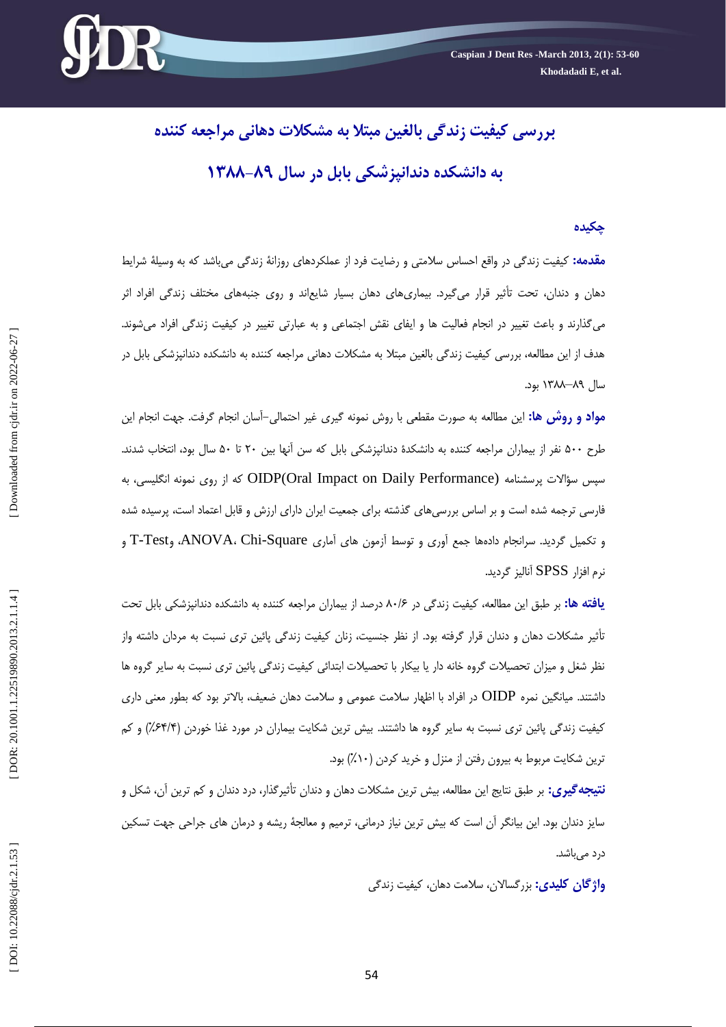# بررسی کیفیت زندگی بالغین مبتلا به مشکلات دهانی مراجعه کننده به دانشکده دندانپزشکی بابل در سال ۸۹–۱۳۸۸

## چکیده

**مقدمه:** کیفیت زندگی در واقع احساس سلامتی و رضایت فرد از عملکردهای روزانهٔ زندگی می‌باشد که به وسیلهٔ شرایط دهان و دندان، تحت تأثیر قرار می‌گیرد. بیماری‌های دهان بسیار شایع‌اند و روی جنبه‌های مختلف زندگی افراد اثر می‌گذارند و باعث تغییر در انجام فعالیت ها و ایفای نقش اجتماعی و به عبارتی تغییر در کیفیت زندگی افراد می‌شوند. هدف از این مطالعه، بررسی کیفیت زندگی بالغین مبتلا به مشکلات دهانی مراجعه کننده به دانشکده دندانپزشکی بابل در سال ۸۹–۱۳۸۸ بود.

**مواد و روش ها:** این مطالعه به صورت مقطعی با روش نمونه گیری غیر احتمالی–آسان انجام گرفت. جهت انجام این طرح ۵۰۰ نفر از بیماران مراجعه کننده به دانشکدهٔ دندانپزشکی بابل که سن آنها بین ۲۰ تا ۵۰ سال بود، انتخاب شدند. سپس سؤالات پرسشنامه OIDP(Oral Impact on Daily Performance) که از روی نمونه انگلیسی، به فارسی ترجمه شده است و بر اساس بررسی‌های گذشته برای جمعیت ایران دارای ارزش و قابل اعتماد است، پرسیده شده و تکمیل گردید. سرانجام داده‌ها جمع آوری و توسط آزمون های آماری ANOVA، Chi-Square، وT-Test و نرم افزار SPSS آنالیز گردید.

**یافته ها:** بر طبق این مطالعه، کیفیت زندگی در ۸۰/۶ درصد از بیماران مراجعه کننده به دانشکده دندانپزشکی بابل تحت تأثیر مشکلات دهان و دندان قرار گرفته بود. از نظر جنسیت، زنان کیفیت زندگی پائین تری نسبت به مردان داشته واز نظر شغل و میزان تحصیلات گروه خانه دار یا بیکار با تحصیلات ابتدائی کیفیت زندگی پائین تری نسبت به سایر گروه ها داشتند. میانگین نمره OIDP در افراد با اظهار سلامت عمومی و سلامت دهان ضعیف، بالاتر بود که بطور معنی داری کیفیت زندگی پائین تری نسبت به سایر گروه ها داشتند. بیش ترین شکایت بیماران در مورد غذا خوردن (۶۴/۴٪) و کم ترین شکایت مربوط به بیرون رفتن از منزل و خرید کردن (۱۰٪) بود.

**نتیجه‌گیری:** بر طبق نتایج این مطالعه، بیش ترین مشکلات دهان و دندان تأثیرگذار، درد دندان و کم ترین آن، شکل و سایز دندان بود. این بیانگر آن است که بیش ترین نیاز درمانی، ترمیم و معالجهٔ ریشه و درمان های جراحی جهت تسکین درد می‌باشد.

**واژگان کلیدی:** بزرگسالان، سلامت دهان، کیفیت زندگی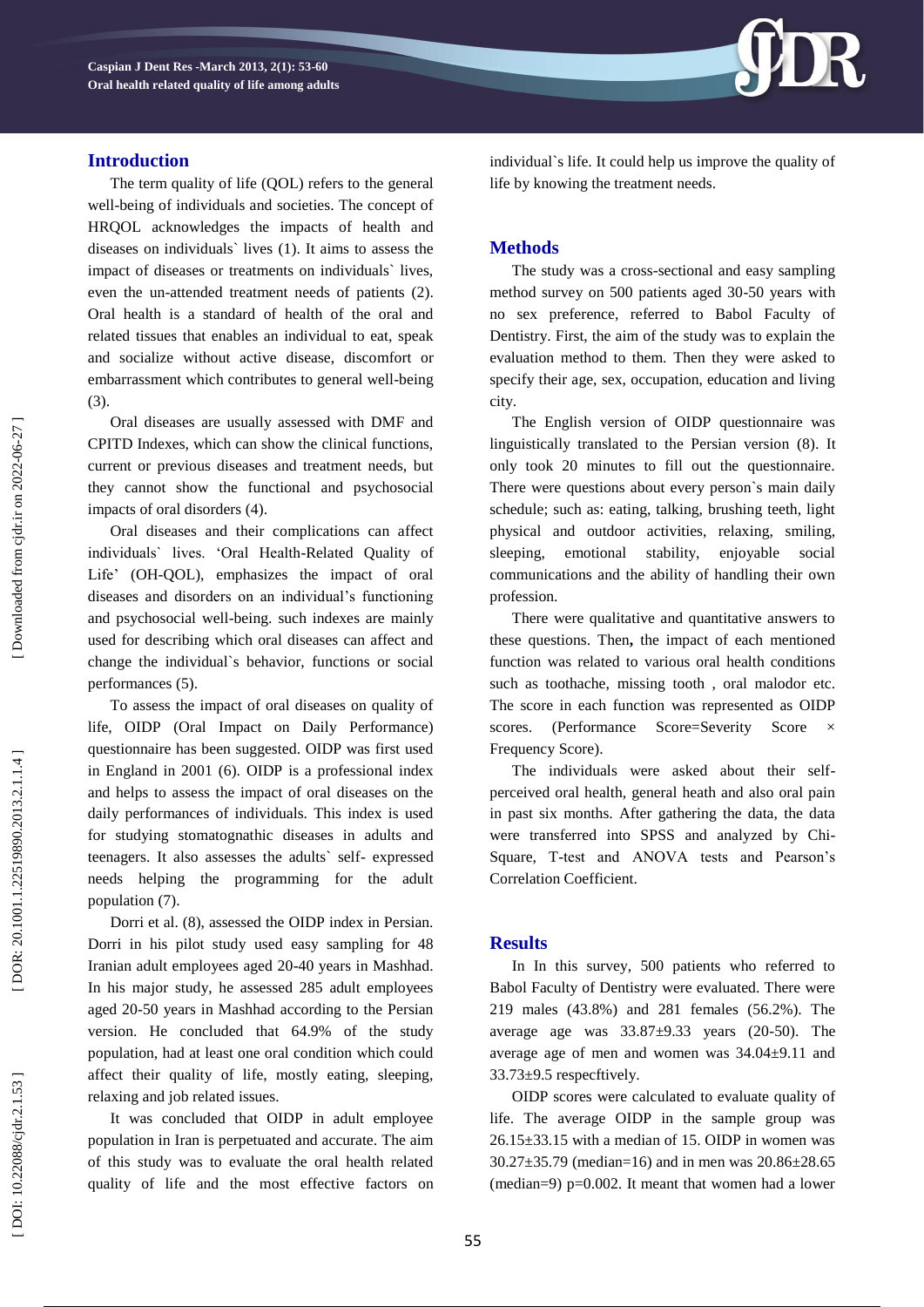## Introduction

The term quality of life (QOL) refers to the general well-being of individuals and societies. The concept of HRQOL acknowledges the impacts of health and diseases on individuals` lives (1). It aims to assess the impact of diseases or treatments on individuals` lives, even the un-attended treatment needs of patients (2). Oral health is a standard of health of the oral and related tissues that enables an individual to eat, speak and socialize without active disease, discomfort or embarrassment which contributes to general well-being (3).

Oral diseases are usually assessed with DMF and CPITD Indexes, which can show the clinical functions, current or previous diseases and treatment needs, but they cannot show the functional and psychosocial impacts of oral disorders (4).

Oral diseases and their complications can affect individuals` lives. 'Oral Health-Related Quality of Life' (OH-QOL), emphasizes the impact of oral diseases and disorders on an individual's functioning and psychosocial well-being. such indexes are mainly used for describing which oral diseases can affect and change the individual`s behavior, functions or social performances (5).

To assess the impact of oral diseases on quality of life, OIDP (Oral Impact on Daily Performance) questionnaire has been suggested. OIDP was first used in England in 2001 (6). OIDP is a professional index and helps to assess the impact of oral diseases on the daily performances of individuals. This index is used for studying stomatognathic diseases in adults and teenagers. It also assesses the adults` self- expressed needs helping the programming for the adult population (7).

Dorri et al. (8), assessed the OIDP index in Persian. Dorri in his pilot study used easy sampling for 48 Iranian adult employees aged 20-40 years in Mashhad. In his major study, he assessed 285 adult employees aged 20-50 years in Mashhad according to the Persian version. He concluded that 64.9% of the study population, had at least one oral condition which could affect their quality of life, mostly eating, sleeping, relaxing and job related issues.

It was concluded that OIDP in adult employee population in Iran is perpetuated and accurate. The aim of this study was to evaluate the oral health related quality of life and the most effective factors on individual`s life. It could help us improve the quality of life by knowing the treatment needs.

## Methods

The study was a cross-sectional and easy sampling method survey on 500 patients aged 30-50 years with no sex preference, referred to Babol Faculty of Dentistry. First, the aim of the study was to explain the evaluation method to them. Then they were asked to specify their age, sex, occupation, education and living city.

The English version of OIDP questionnaire was linguistically translated to the Persian version (8). It only took 20 minutes to fill out the questionnaire. There were questions about every person`s main daily schedule; such as: eating, talking, brushing teeth, light physical and outdoor activities, relaxing, smiling, sleeping, emotional stability, enjoyable social communications and the ability of handling their own profession.

There were qualitative and quantitative answers to these questions. Then**,** the impact of each mentioned function was related to various oral health conditions such as toothache, missing tooth , oral malodor etc. The score in each function was represented as OIDP scores. (Performance Score=Severity Score × Frequency Score).

The individuals were asked about their self-perceived oral health, general heath and also oral pain in past six months. After gathering the data, the data were transferred into SPSS and analyzed by Chi-Square, T-test and ANOVA tests and Pearson's Correlation Coefficient.

## Results

In In this survey, 500 patients who referred to Babol Faculty of Dentistry were evaluated. There were 219 males (43.8%) and 281 females (56.2%). The average age was 33.87±9.33 years (20-50). The average age of men and women was 34.04±9.11 and 33.73±9.5 respecftively.

OIDP scores were calculated to evaluate quality of life. The average OIDP in the sample group was 26.15±33.15 with a median of 15. OIDP in women was 30.27±35.79 (median=16) and in men was 20.86±28.65 (median=9) p=0.002. It meant that women had a lower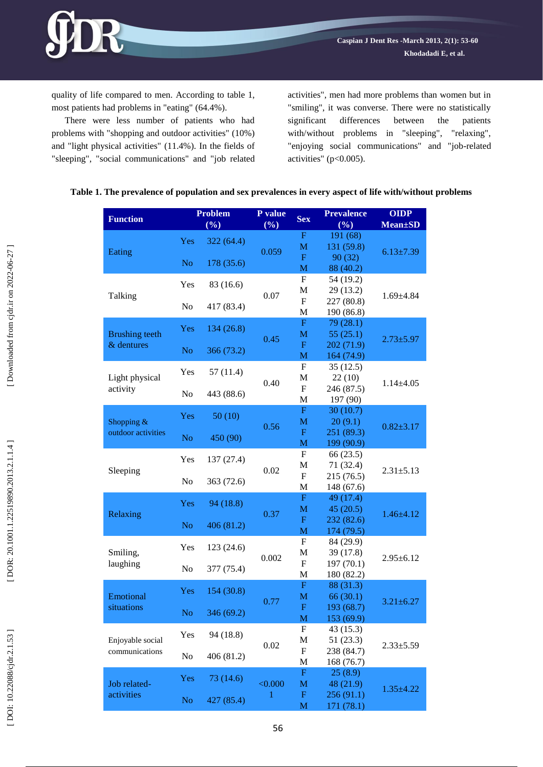quality of life compared to men. According to table 1, most patients had problems in "eating" (64.4%).

There were less number of patients who had problems with "shopping and outdoor activities" (10%) and "light physical activities" (11.4%). In the fields of "sleeping", "social communications" and "job related activities", men had more problems than women but in "smiling", it was converse. There were no statistically significant differences between the patients with/without problems in "sleeping", "relaxing", "enjoying social communications" and "job-related activities" (p<0.005).

**Table 1. The prevalence of population and sex prevalences in every aspect of life with/without problems**

| Function | Problem (%) | | P value (%) | Sex | Prevalence (%) | OIDP Mean±SD |
|---|---|---|---|---|---|---|
| Eating | Yes | 322 (64.4) | 0.059 | F | 191 (68) | 6.13±7.39 |
| | | | | M | 131 (59.8) | |
| | No | 178 (35.6) | | F | 90 (32) | |
| | | | | M | 88 (40.2) | |
| Talking | Yes | 83 (16.6) | 0.07 | F | 54 (19.2) | 1.69±4.84 |
| | | | | M | 29 (13.2) | |
| | No | 417 (83.4) | | F | 227 (80.8) | |
| | | | | M | 190 (86.8) | |
| Brushing teeth & dentures | Yes | 134 (26.8) | 0.45 | F | 79 (28.1) | 2.73±5.97 |
| | | | | M | 55 (25.1) | |
| | No | 366 (73.2) | | F | 202 (71.9) | |
| | | | | M | 164 (74.9) | |
| Light physical activity | Yes | 57 (11.4) | 0.40 | F | 35 (12.5) | 1.14±4.05 |
| | | | | M | 22 (10) | |
| | No | 443 (88.6) | | F | 246 (87.5) | |
| | | | | M | 197 (90) | |
| Shopping & outdoor activities | Yes | 50 (10) | 0.56 | F | 30 (10.7) | 0.82±3.17 |
| | | | | M | 20 (9.1) | |
| | No | 450 (90) | | F | 251 (89.3) | |
| | | | | M | 199 (90.9) | |
| Sleeping | Yes | 137 (27.4) | 0.02 | F | 66 (23.5) | 2.31±5.13 |
| | | | | M | 71 (32.4) | |
| | No | 363 (72.6) | | F | 215 (76.5) | |
| | | | | M | 148 (67.6) | |
| Relaxing | Yes | 94 (18.8) | 0.37 | F | 49 (17.4) | 1.46±4.12 |
| | | | | M | 45 (20.5) | |
| | No | 406 (81.2) | | F | 232 (82.6) | |
| | | | | M | 174 (79.5) | |
| Smiling, laughing | Yes | 123 (24.6) | 0.002 | F | 84 (29.9) | 2.95±6.12 |
| | | | | M | 39 (17.8) | |
| | No | 377 (75.4) | | F | 197 (70.1) | |
| | | | | M | 180 (82.2) | |
| Emotional situations | Yes | 154 (30.8) | 0.77 | F | 88 (31.3) | 3.21±6.27 |
| | | | | M | 66 (30.1) | |
| | No | 346 (69.2) | | F | 193 (68.7) | |
| | | | | M | 153 (69.9) | |
| Enjoyable social communications | Yes | 94 (18.8) | 0.02 | F | 43 (15.3) | 2.33±5.59 |
| | | | | M | 51 (23.3) | |
| | No | 406 (81.2) | | F | 238 (84.7) | |
| | | | | M | 168 (76.7) | |
| Job related-activities | Yes | 73 (14.6) | <0.0001 | F | 25 (8.9) | 1.35±4.22 |
| | | | | M | 48 (21.9) | |
| | No | 427 (85.4) | | F | 256 (91.1) | |
| | | | | M | 171 (78.1) | |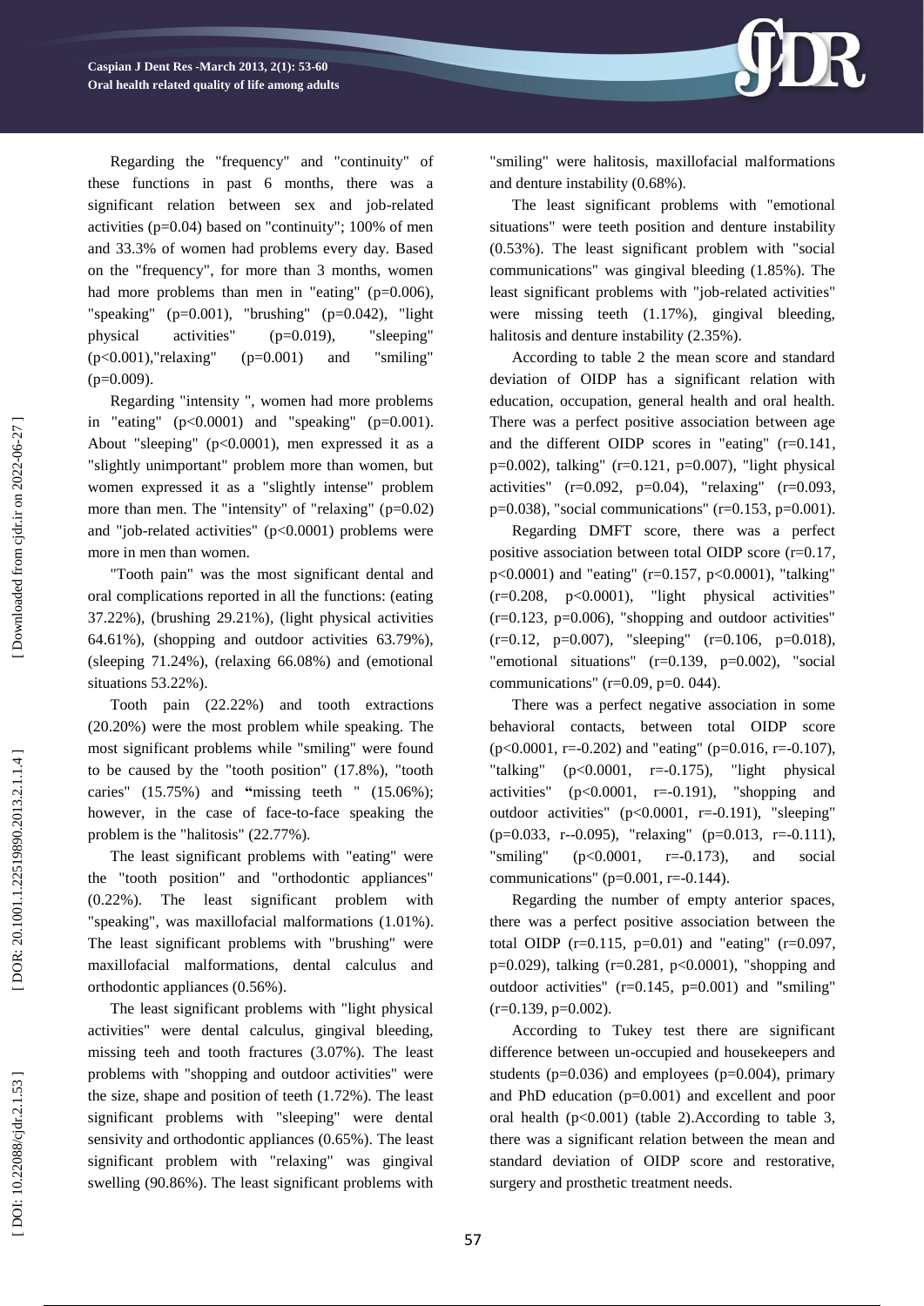Regarding the "frequency" and "continuity" of these functions in past 6 months, there was a significant relation between sex and job-related activities (p=0.04) based on "continuity"; 100% of men and 33.3% of women had problems every day. Based on the "frequency", for more than 3 months, women had more problems than men in "eating" (p=0.006), "speaking" (p=0.001), "brushing" (p=0.042), "light physical activities" (p=0.019), "sleeping" (p<0.001),"relaxing" (p=0.001) and "smiling" (p=0.009).

Regarding "intensity ", women had more problems in "eating" (p<0.0001) and "speaking" (p=0.001). About "sleeping" (p<0.0001), men expressed it as a "slightly unimportant" problem more than women, but women expressed it as a "slightly intense" problem more than men. The "intensity" of "relaxing" (p=0.02) and "job-related activities" (p<0.0001) problems were more in men than women.

"Tooth pain" was the most significant dental and oral complications reported in all the functions: (eating 37.22%), (brushing 29.21%), (light physical activities 64.61%), (shopping and outdoor activities 63.79%), (sleeping 71.24%), (relaxing 66.08%) and (emotional situations 53.22%).

Tooth pain (22.22%) and tooth extractions (20.20%) were the most problem while speaking. The most significant problems while "smiling" were found to be caused by the "tooth position" (17.8%), "tooth caries" (15.75%) and "missing teeth " (15.06%); however, in the case of face-to-face speaking the problem is the "halitosis" (22.77%).

The least significant problems with "eating" were the "tooth position" and "orthodontic appliances" (0.22%). The least significant problem with "speaking", was maxillofacial malformations (1.01%). The least significant problems with "brushing" were maxillofacial malformations, dental calculus and orthodontic appliances (0.56%).

The least significant problems with "light physical activities" were dental calculus, gingival bleeding, missing teeh and tooth fractures (3.07%). The least problems with "shopping and outdoor activities" were the size, shape and position of teeth (1.72%). The least significant problems with "sleeping" were dental sensivity and orthodontic appliances (0.65%). The least significant problem with "relaxing" was gingival swelling (90.86%). The least significant problems with "smiling" were halitosis, maxillofacial malformations and denture instability (0.68%).

The least significant problems with "emotional situations" were teeth position and denture instability (0.53%). The least significant problem with "social communications" was gingival bleeding (1.85%). The least significant problems with "job-related activities" were missing teeth (1.17%), gingival bleeding, halitosis and denture instability (2.35%).

According to table 2 the mean score and standard deviation of OIDP has a significant relation with education, occupation, general health and oral health. There was a perfect positive association between age and the different OIDP scores in "eating" (r=0.141, p=0.002), talking" (r=0.121, p=0.007), "light physical activities" (r=0.092, p=0.04), "relaxing" (r=0.093, p=0.038), "social communications" (r=0.153, p=0.001).

Regarding DMFT score, there was a perfect positive association between total OIDP score (r=0.17, p<0.0001) and "eating" (r=0.157, p<0.0001), "talking" (r=0.208, p<0.0001), "light physical activities" (r=0.123, p=0.006), "shopping and outdoor activities" (r=0.12, p=0.007), "sleeping" (r=0.106, p=0.018), "emotional situations" (r=0.139, p=0.002), "social communications" (r=0.09, p=0. 044).

There was a perfect negative association in some behavioral contacts, between total OIDP score (p<0.0001, r=-0.202) and "eating" (p=0.016, r=-0.107), "talking" (p<0.0001, r=-0.175), "light physical activities" (p<0.0001, r=-0.191), "shopping and outdoor activities" (p<0.0001, r=-0.191), "sleeping" (p=0.033, r--0.095), "relaxing" (p=0.013, r=-0.111), "smiling" (p<0.0001, r=-0.173), and social communications" (p=0.001, r=-0.144).

Regarding the number of empty anterior spaces, there was a perfect positive association between the total OIDP (r=0.115, p=0.01) and "eating" (r=0.097, p=0.029), talking (r=0.281, p<0.0001), "shopping and outdoor activities" (r=0.145, p=0.001) and "smiling" (r=0.139, p=0.002).

According to Tukey test there are significant difference between un-occupied and housekeepers and students (p=0.036) and employees (p=0.004), primary and PhD education (p=0.001) and excellent and poor oral health (p<0.001) (table 2).According to table 3, there was a significant relation between the mean and standard deviation of OIDP score and restorative, surgery and prosthetic treatment needs.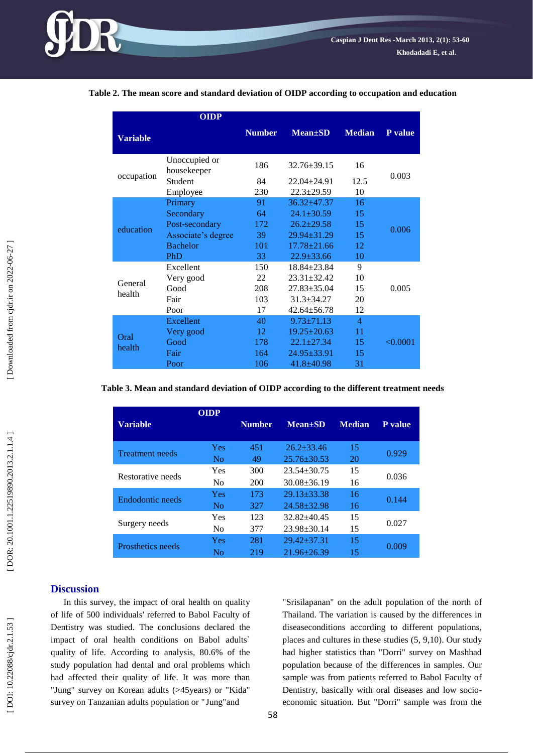**Table 2. The mean score and standard deviation of OIDP according to occupation and education**

| Variable | OIDP | Number | Mean±SD | Median | P value |
|---|---|---|---|---|---|
| occupation | Unoccupied or housekeeper | 186 | 32.76±39.15 | 16 | 0.003 |
| | Student | 84 | 22.04±24.91 | 12.5 | |
| | Employee | 230 | 22.3±29.59 | 10 | |
| education | Primary | 91 | 36.32±47.37 | 16 | 0.006 |
| | Secondary | 64 | 24.1±30.59 | 15 | |
| | Post-secondary | 172 | 26.2±29.58 | 15 | |
| | Associate's degree | 39 | 29.94±31.29 | 15 | |
| | Bachelor | 101 | 17.78±21.66 | 12 | |
| | PhD | 33 | 22.9±33.66 | 10 | |
| General health | Excellent | 150 | 18.84±23.84 | 9 | 0.005 |
| | Very good | 22 | 23.31±32.42 | 10 | |
| | Good | 208 | 27.83±35.04 | 15 | |
| | Fair | 103 | 31.3±34.27 | 20 | |
| | Poor | 17 | 42.64±56.78 | 12 | |
| Oral health | Excellent | 40 | 9.73±71.13 | 4 | <0.0001 |
| | Very good | 12 | 19.25±20.63 | 11 | |
| | Good | 178 | 22.1±27.34 | 15 | |
| | Fair | 164 | 24.95±33.91 | 15 | |
| | Poor | 106 | 41.8±40.98 | 31 | |

**Table 3. Mean and standard deviation of OIDP according to the different treatment needs**

| Variable | OIDP | Number | Mean±SD | Median | P value |
|---|---|---|---|---|---|
| Treatment needs | Yes | 451 | 26.2±33.46 | 15 | 0.929 |
| | No | 49 | 25.76±30.53 | 20 | |
| Restorative needs | Yes | 300 | 23.54±30.75 | 15 | 0.036 |
| | No | 200 | 30.08±36.19 | 16 | |
| Endodontic needs | Yes | 173 | 29.13±33.38 | 16 | 0.144 |
| | No | 327 | 24.58±32.98 | 16 | |
| Surgery needs | Yes | 123 | 32.82±40.45 | 15 | 0.027 |
| | No | 377 | 23.98±30.14 | 15 | |
| Prosthetics needs | Yes | 281 | 29.42±37.31 | 15 | 0.009 |
| | No | 219 | 21.96±26.39 | 15 | |

## Discussion

In this survey, the impact of oral health on quality of life of 500 individuals' referred to Babol Faculty of Dentistry was studied. The conclusions declared the impact of oral health conditions on Babol adults` quality of life. According to analysis, 80.6% of the study population had dental and oral problems which had affected their quality of life. It was more than "Jung" survey on Korean adults (>45years) or "Kida" survey on Tanzanian adults population or "Jung"and "Srisilapanan" on the adult population of the north of Thailand. The variation is caused by the differences in diseaseconditions according to different populations, places and cultures in these studies (5, 9,10). Our study had higher statistics than "Dorri" survey on Mashhad population because of the differences in samples. Our sample was from patients referred to Babol Faculty of Dentistry, basically with oral diseases and low socio-economic situation. But "Dorri" sample was from the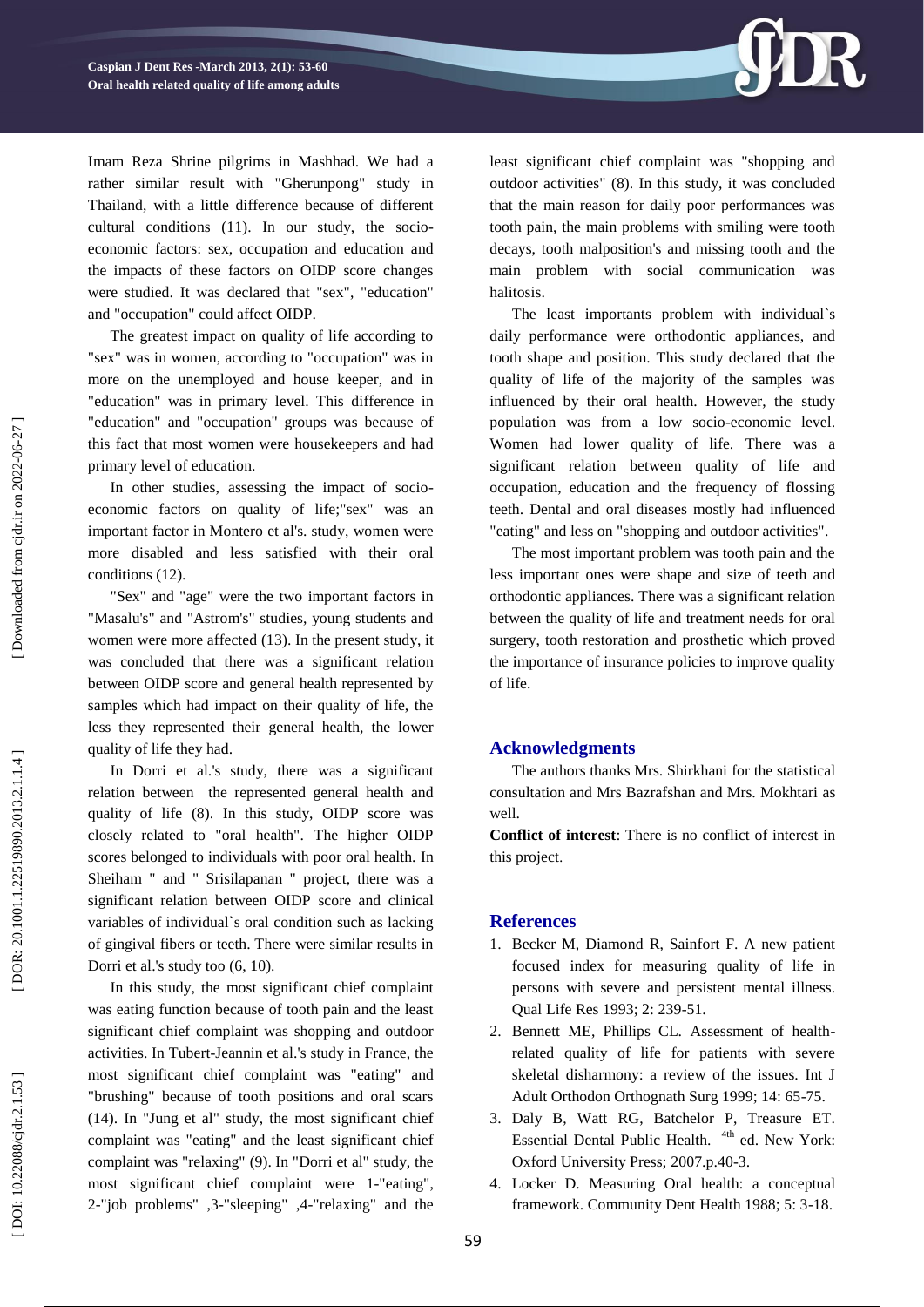Imam Reza Shrine pilgrims in Mashhad. We had a rather similar result with "Gherunpong" study in Thailand, with a little difference because of different cultural conditions (11). In our study, the socio-economic factors: sex, occupation and education and the impacts of these factors on OIDP score changes were studied. It was declared that "sex", "education" and "occupation" could affect OIDP.

The greatest impact on quality of life according to "sex" was in women, according to "occupation" was in more on the unemployed and house keeper, and in "education" was in primary level. This difference in "education" and "occupation" groups was because of this fact that most women were housekeepers and had primary level of education.

In other studies, assessing the impact of socio-economic factors on quality of life;"sex" was an important factor in Montero et al's. study, women were more disabled and less satisfied with their oral conditions (12).

"Sex" and "age" were the two important factors in "Masalu's" and "Astrom's" studies, young students and women were more affected (13). In the present study, it was concluded that there was a significant relation between OIDP score and general health represented by samples which had impact on their quality of life, the less they represented their general health, the lower quality of life they had.

In Dorri et al.'s study, there was a significant relation between the represented general health and quality of life (8). In this study, OIDP score was closely related to "oral health". The higher OIDP scores belonged to individuals with poor oral health. In Sheiham " and " Srisilapanan " project, there was a significant relation between OIDP score and clinical variables of individual`s oral condition such as lacking of gingival fibers or teeth. There were similar results in Dorri et al.'s study too (6, 10).

In this study, the most significant chief complaint was eating function because of tooth pain and the least significant chief complaint was shopping and outdoor activities. In Tubert-Jeannin et al.'s study in France, the most significant chief complaint was "eating" and "brushing" because of tooth positions and oral scars (14). In "Jung et al" study, the most significant chief complaint was "eating" and the least significant chief complaint was "relaxing" (9). In "Dorri et al" study, the most significant chief complaint were 1-"eating", 2-"job problems" ,3-"sleeping" ,4-"relaxing" and the least significant chief complaint was "shopping and outdoor activities" (8). In this study, it was concluded that the main reason for daily poor performances was tooth pain, the main problems with smiling were tooth decays, tooth malposition's and missing tooth and the main problem with social communication was halitosis.

The least importants problem with individual`s daily performance were orthodontic appliances, and tooth shape and position. This study declared that the quality of life of the majority of the samples was influenced by their oral health. However, the study population was from a low socio-economic level. Women had lower quality of life. There was a significant relation between quality of life and occupation, education and the frequency of flossing teeth. Dental and oral diseases mostly had influenced "eating" and less on "shopping and outdoor activities".

The most important problem was tooth pain and the less important ones were shape and size of teeth and orthodontic appliances. There was a significant relation between the quality of life and treatment needs for oral surgery, tooth restoration and prosthetic which proved the importance of insurance policies to improve quality of life.

## Acknowledgments

The authors thanks Mrs. Shirkhani for the statistical consultation and Mrs Bazrafshan and Mrs. Mokhtari as well.

**Conflict of interest**: There is no conflict of interest in this project.

## References

1. Becker M, Diamond R, Sainfort F. A new patient focused index for measuring quality of life in persons with severe and persistent mental illness. Qual Life Res 1993; 2: 239-51.
2. Bennett ME, Phillips CL. Assessment of health-related quality of life for patients with severe skeletal disharmony: a review of the issues. Int J Adult Orthodon Orthognath Surg 1999; 14: 65-75.
3. Daly B, Watt RG, Batchelor P, Treasure ET. Essential Dental Public Health. 4th ed. New York: Oxford University Press; 2007.p.40-3.
4. Locker D. Measuring Oral health: a conceptual framework. Community Dent Health 1988; 5: 3-18.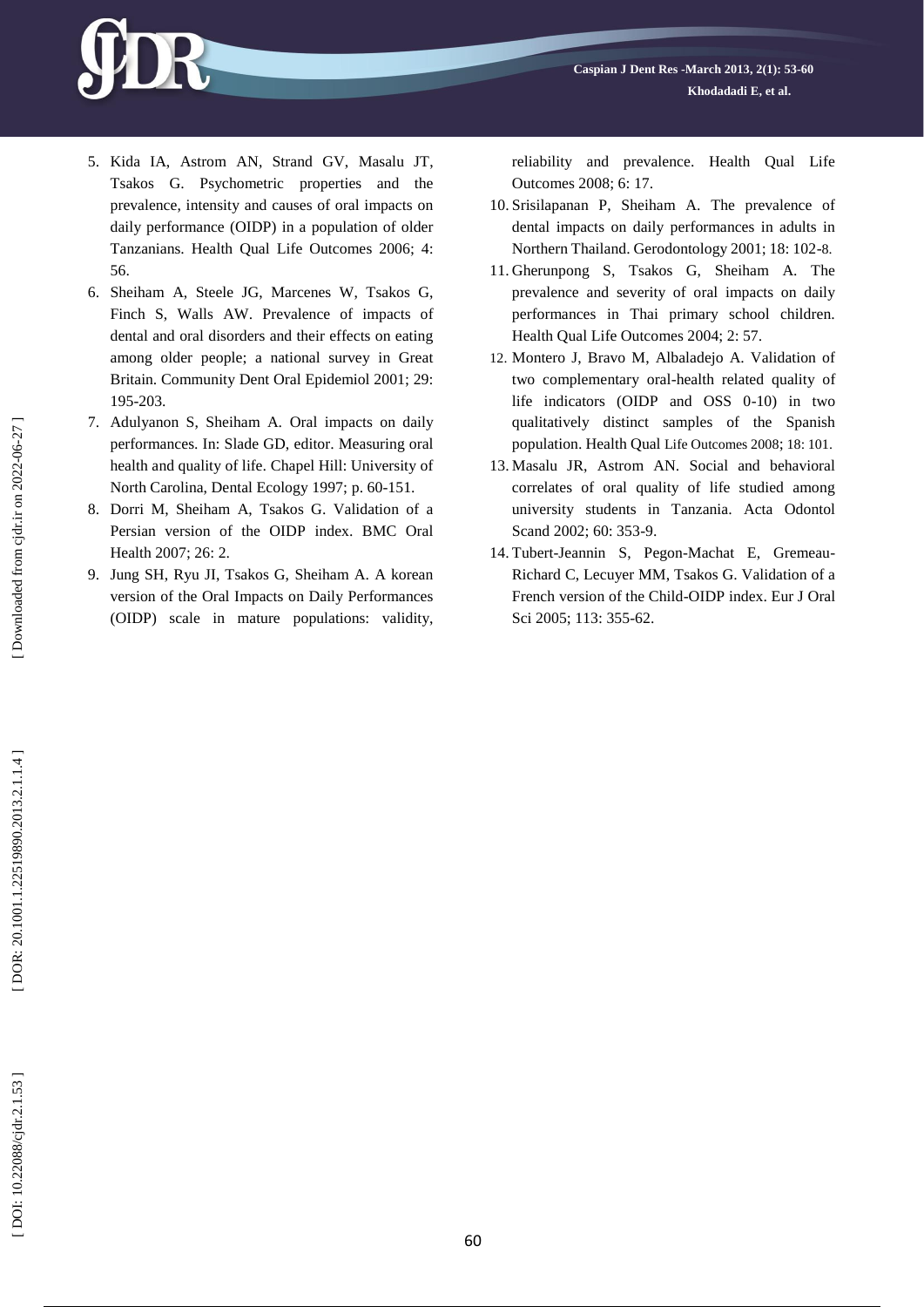5. Kida IA, Astrom AN, Strand GV, Masalu JT, Tsakos G. Psychometric properties and the prevalence, intensity and causes of oral impacts on daily performance (OIDP) in a population of older Tanzanians. Health Qual Life Outcomes 2006; 4: 56.
6. Sheiham A, Steele JG, Marcenes W, Tsakos G, Finch S, Walls AW. Prevalence of impacts of dental and oral disorders and their effects on eating among older people; a national survey in Great Britain. Community Dent Oral Epidemiol 2001; 29: 195-203.
7. Adulyanon S, Sheiham A. Oral impacts on daily performances. In: Slade GD, editor. Measuring oral health and quality of life. Chapel Hill: University of North Carolina, Dental Ecology 1997; p. 60-151.
8. Dorri M, Sheiham A, Tsakos G. Validation of a Persian version of the OIDP index. BMC Oral Health 2007; 26: 2.
9. Jung SH, Ryu JI, Tsakos G, Sheiham A. A korean version of the Oral Impacts on Daily Performances (OIDP) scale in mature populations: validity, reliability and prevalence. Health Qual Life Outcomes 2008; 6: 17.
10. Srisilapanan P, Sheiham A. The prevalence of dental impacts on daily performances in adults in Northern Thailand. Gerodontology 2001; 18: 102-8.
11. Gherunpong S, Tsakos G, Sheiham A. The prevalence and severity of oral impacts on daily performances in Thai primary school children. Health Qual Life Outcomes 2004; 2: 57.
12. Montero J, Bravo M, Albaladejo A. Validation of two complementary oral-health related quality of life indicators (OIDP and OSS 0-10) in two qualitatively distinct samples of the Spanish population. Health Qual Life Outcomes 2008; 18: 101.
13. Masalu JR, Astrom AN. Social and behavioral correlates of oral quality of life studied among university students in Tanzania. Acta Odontol Scand 2002; 60: 353-9.
14. Tubert-Jeannin S, Pegon-Machat E, Gremeau-Richard C, Lecuyer MM, Tsakos G. Validation of a French version of the Child-OIDP index. Eur J Oral Sci 2005; 113: 355-62.